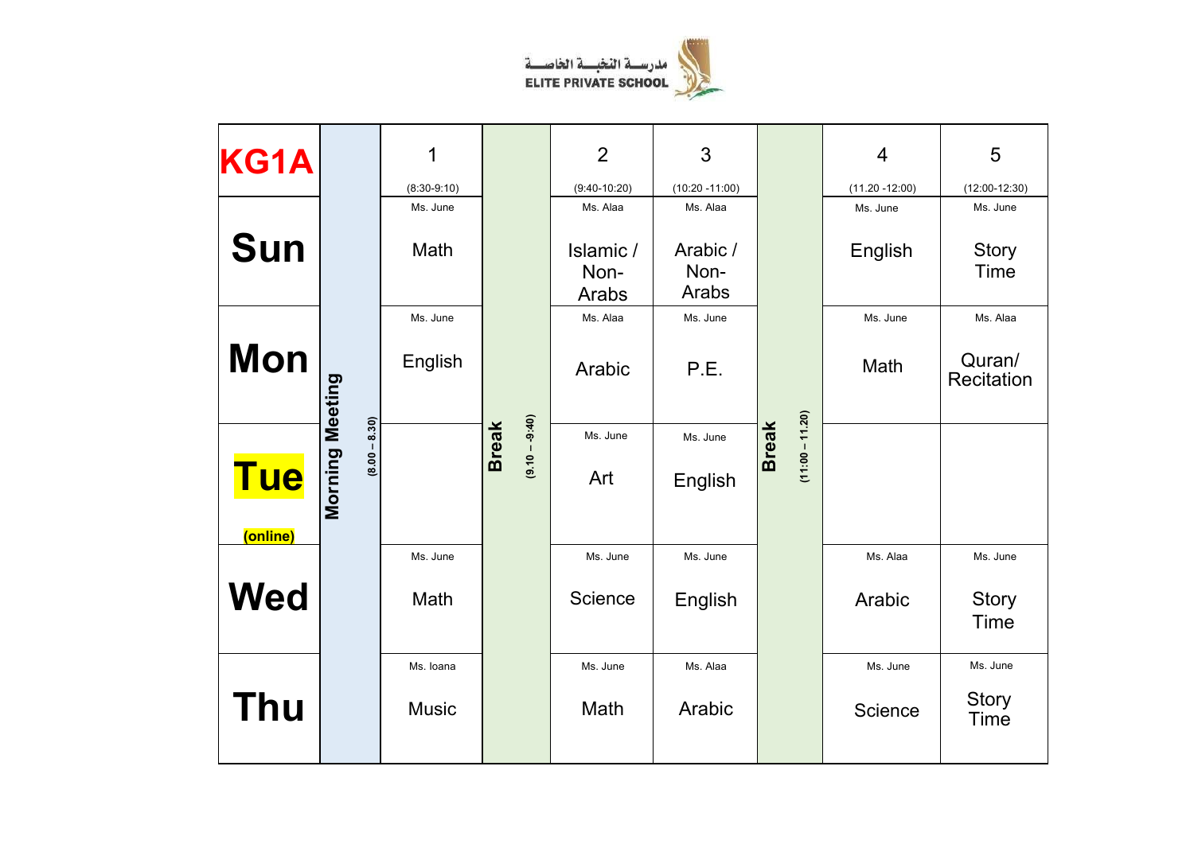مدرســة النخبــة الخاصــة
ELITE PRIVATE SCHOOL

| KG1A | Morning Meeting (8.00 – 8.30) | 1 (8:30-9:10) | Break (9.10 – 9:40) | 2 (9:40-10:20) | 3 (10:20 -11:00) | Break (11:00 – 11.20) | 4 (11.20 -12:00) | 5 (12:00-12:30) |
|---|---|---|---|---|---|---|---|---|
| **Sun** | | Ms. June<br>Math | | Ms. Alaa<br>Islamic / Non-Arabs | Ms. Alaa<br>Arabic / Non-Arabs | | Ms. June<br>English | Ms. June<br>Story Time |
| **Mon** | | Ms. June<br>English | | Ms. Alaa<br>Arabic | Ms. June<br>P.E. | | Ms. June<br>Math | Ms. Alaa<br>Quran/ Recitation |
| **Tue** (online) | | | | Ms. June<br>Art | Ms. June<br>English | | | |
| **Wed** | | Ms. June<br>Math | | Ms. June<br>Science | Ms. June<br>English | | Ms. Alaa<br>Arabic | Ms. June<br>Story Time |
| **Thu** | | Ms. Ioana<br>Music | | Ms. June<br>Math | Ms. Alaa<br>Arabic | | Ms. June<br>Science | Ms. June<br>Story Time |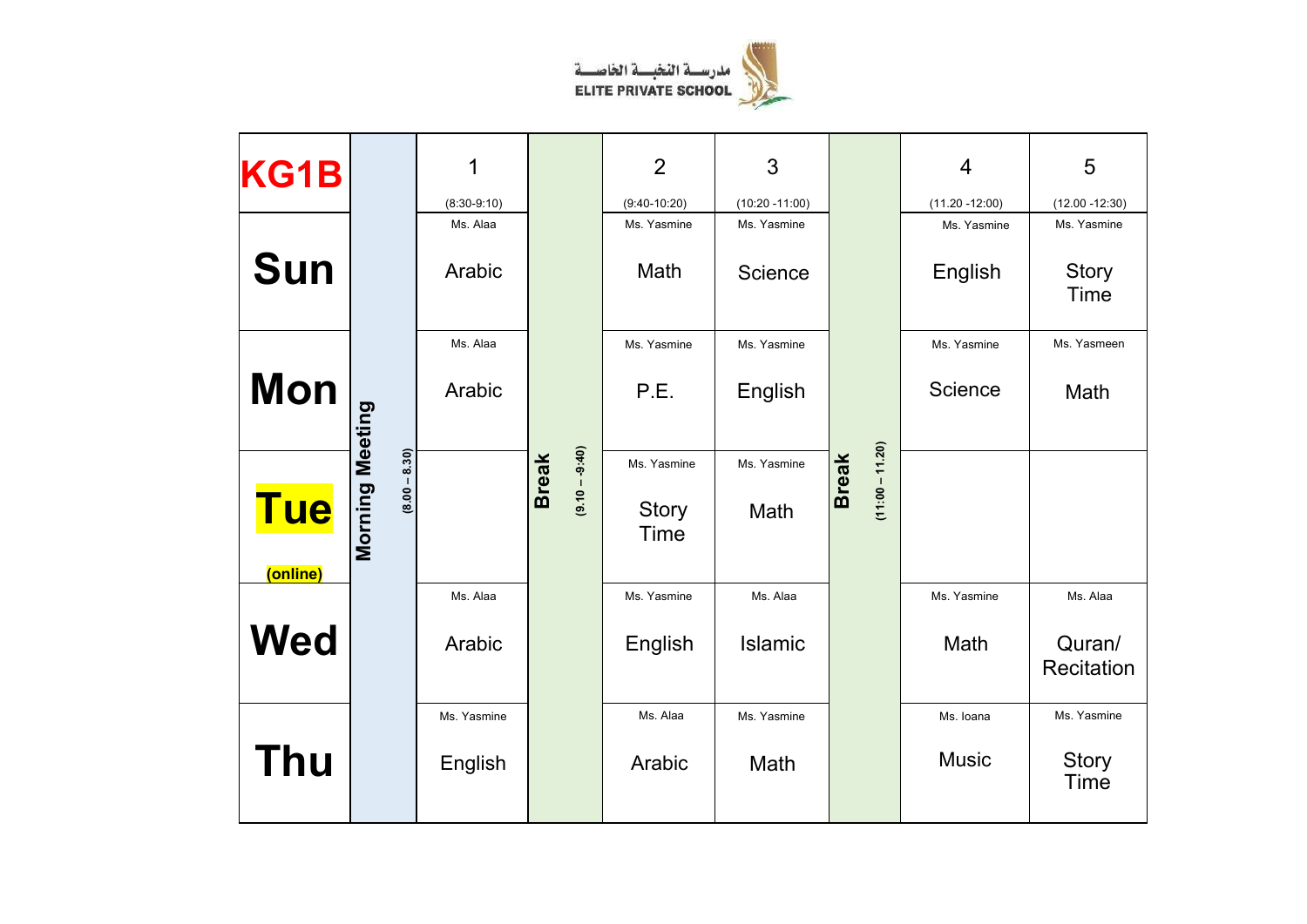مدرسة النخبة الخاصة
ELITE PRIVATE SCHOOL

| KG1B | Morning Meeting (8.00 – 8.30) | 1 (8:30-9:10) | Break (9.10 – -9:40) | 2 (9:40-10:20) | 3 (10:20 -11:00) | Break (11:00 – 11.20) | 4 (11.20 -12:00) | 5 (12.00 -12:30) |
|---|---|---|---|---|---|---|---|---|
| **Sun** | | Ms. Alaa<br>Arabic | | Ms. Yasmine<br>Math | Ms. Yasmine<br>Science | | Ms. Yasmine<br>English | Ms. Yasmine<br>Story Time |
| **Mon** | | Ms. Alaa<br>Arabic | | Ms. Yasmine<br>P.E. | Ms. Yasmine<br>English | | Ms. Yasmine<br>Science | Ms. Yasmeen<br>Math |
| **Tue** (online) | | | | Ms. Yasmine<br>Story Time | Ms. Yasmine<br>Math | | | |
| **Wed** | | Ms. Alaa<br>Arabic | | Ms. Yasmine<br>English | Ms. Alaa<br>Islamic | | Ms. Yasmine<br>Math | Ms. Alaa<br>Quran/ Recitation |
| **Thu** | | Ms. Yasmine<br>English | | Ms. Alaa<br>Arabic | Ms. Yasmine<br>Math | | Ms. Ioana<br>Music | Ms. Yasmine<br>Story Time |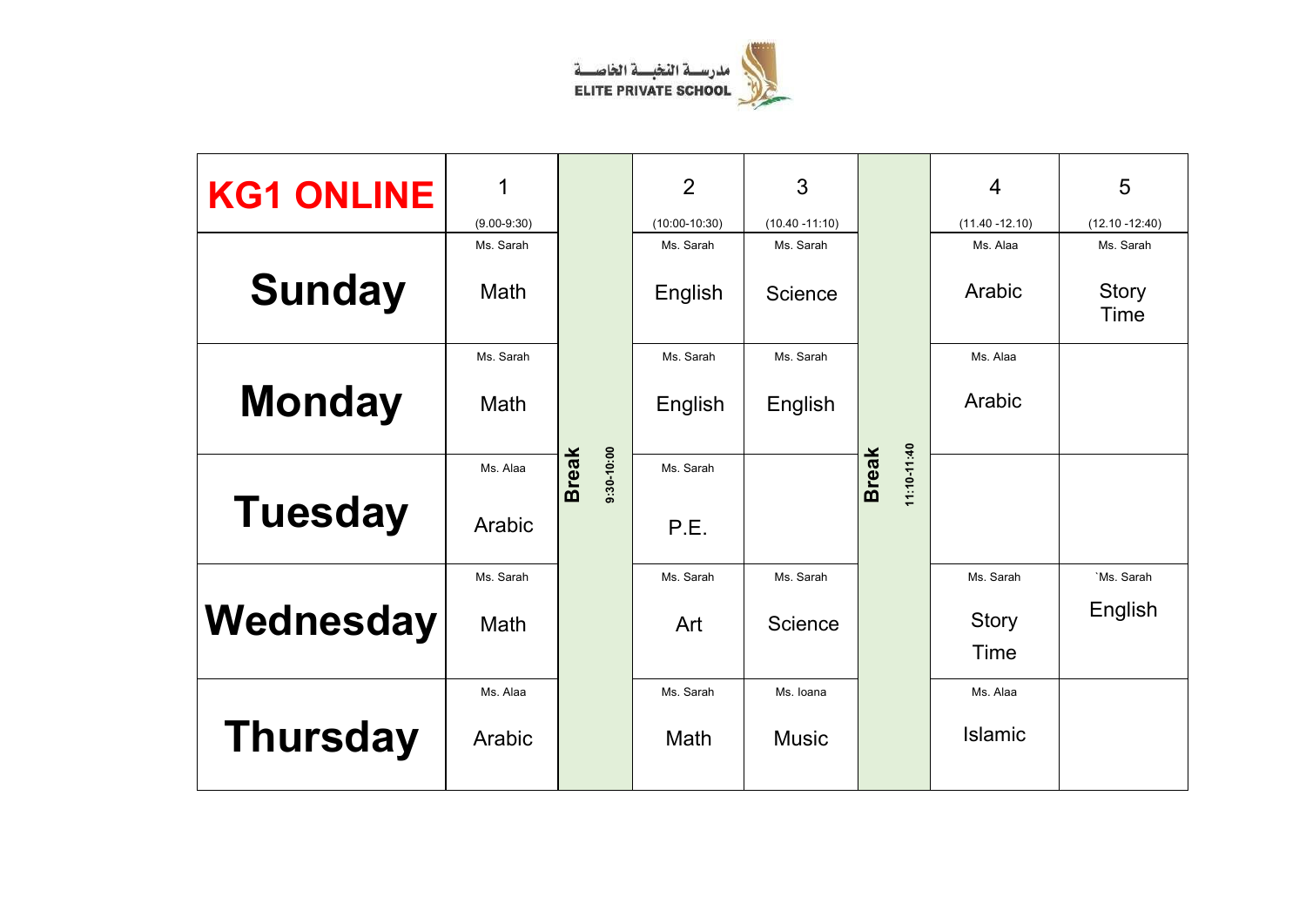مدرسة النخبة الخاصة
ELITE PRIVATE SCHOOL

| KG1 ONLINE | 1 (9.00-9:30) | | 2 (10:00-10:30) | 3 (10.40 -11:10) | | 4 (11.40 -12.10) | 5 (12.10 -12:40) |
|---|---|---|---|---|---|---|---|
| Sunday | Ms. Sarah Math | Break 9:30-10:00 | Ms. Sarah English | Ms. Sarah Science | Break 11:10-11:40 | Ms. Alaa Arabic | Ms. Sarah Story Time |
| Monday | Ms. Sarah Math | | Ms. Sarah English | Ms. Sarah English | | Ms. Alaa Arabic | |
| Tuesday | Ms. Alaa Arabic | | Ms. Sarah P.E. | | | | |
| Wednesday | Ms. Sarah Math | | Ms. Sarah Art | Ms. Sarah Science | | Ms. Sarah Story Time | `Ms. Sarah English |
| Thursday | Ms. Alaa Arabic | | Ms. Sarah Math | Ms. Ioana Music | | Ms. Alaa Islamic | |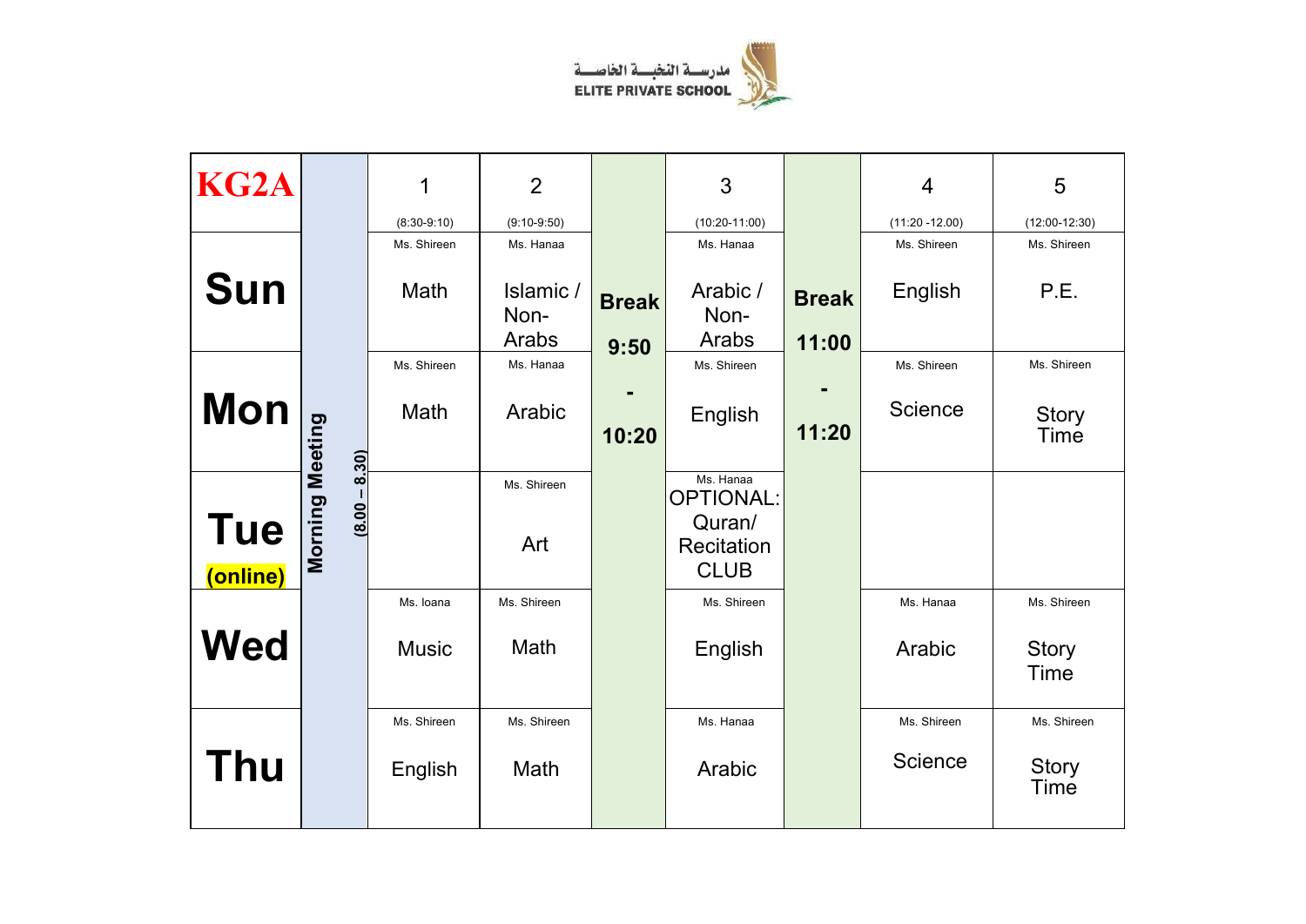مدرسة النخبة الخاصة
ELITE PRIVATE SCHOOL

| KG2A | Morning Meeting (8.00 – 8.30) | 1 (8:30-9:10) | 2 (9:10-9:50) | Break 9:50 - 10:20 | 3 (10:20-11:00) | Break 11:00 - 11:20 | 4 (11:20 -12.00) | 5 (12:00-12:30) |
|---|---|---|---|---|---|---|---|---|
| **Sun** | | Ms. Shireen Math | Ms. Hanaa Islamic / Non-Arabs | | Ms. Hanaa Arabic / Non-Arabs | | Ms. Shireen English | Ms. Shireen P.E. |
| **Mon** | | Ms. Shireen Math | Ms. Hanaa Arabic | | Ms. Shireen English | | Ms. Shireen Science | Ms. Shireen Story Time |
| **Tue (online)** | | | Ms. Shireen Art | | Ms. Hanaa OPTIONAL: Quran/ Recitation CLUB | | | |
| **Wed** | | Ms. Ioana Music | Ms. Shireen Math | | Ms. Shireen English | | Ms. Hanaa Arabic | Ms. Shireen Story Time |
| **Thu** | | Ms. Shireen English | Ms. Shireen Math | | Ms. Hanaa Arabic | | Ms. Shireen Science | Ms. Shireen Story Time |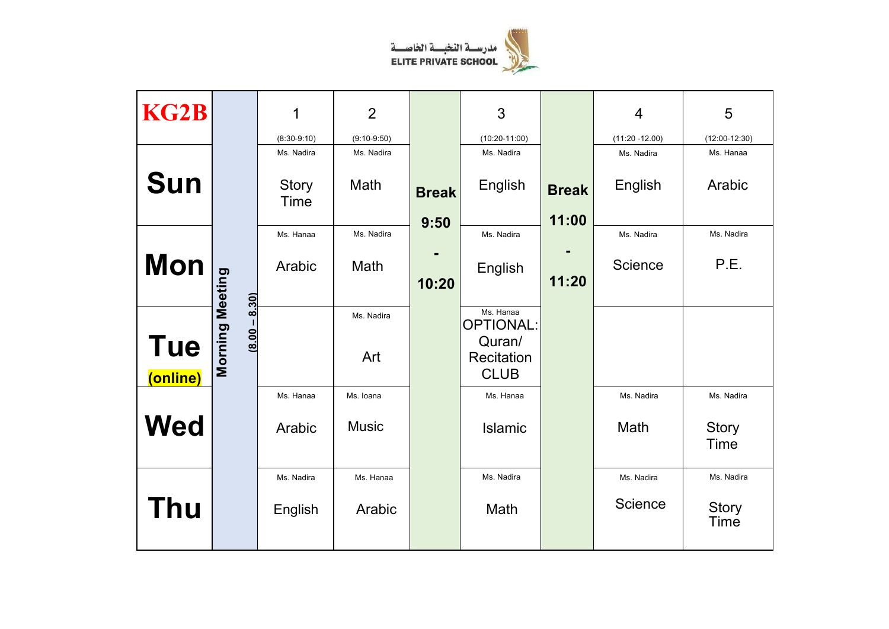مدرسة النخبة الخاصة
ELITE PRIVATE SCHOOL

| KG2B | | 1 (8:30-9:10) | 2 (9:10-9:50) | | 3 (10:20-11:00) | | 4 (11:20 -12.00) | 5 (12:00-12:30) |
|---|---|---|---|---|---|---|---|---|
| **Sun** | **Morning Meeting (8.00 – 8.30)** | Ms. Nadira Story Time | Ms. Nadira Math | **Break 9:50 - 10:20** | Ms. Nadira English | **Break 11:00 - 11:20** | Ms. Nadira English | Ms. Hanaa Arabic |
| **Mon** | | Ms. Hanaa Arabic | Ms. Nadira Math | | Ms. Nadira English | | Ms. Nadira Science | Ms. Nadira P.E. |
| **Tue (online)** | | | Ms. Nadira Art | | Ms. Hanaa OPTIONAL: Quran/ Recitation CLUB | | | |
| **Wed** | | Ms. Hanaa Arabic | Ms. Ioana Music | | Ms. Hanaa Islamic | | Ms. Nadira Math | Ms. Nadira Story Time |
| **Thu** | | Ms. Nadira English | Ms. Hanaa Arabic | | Ms. Nadira Math | | Ms. Nadira Science | Ms. Nadira Story Time |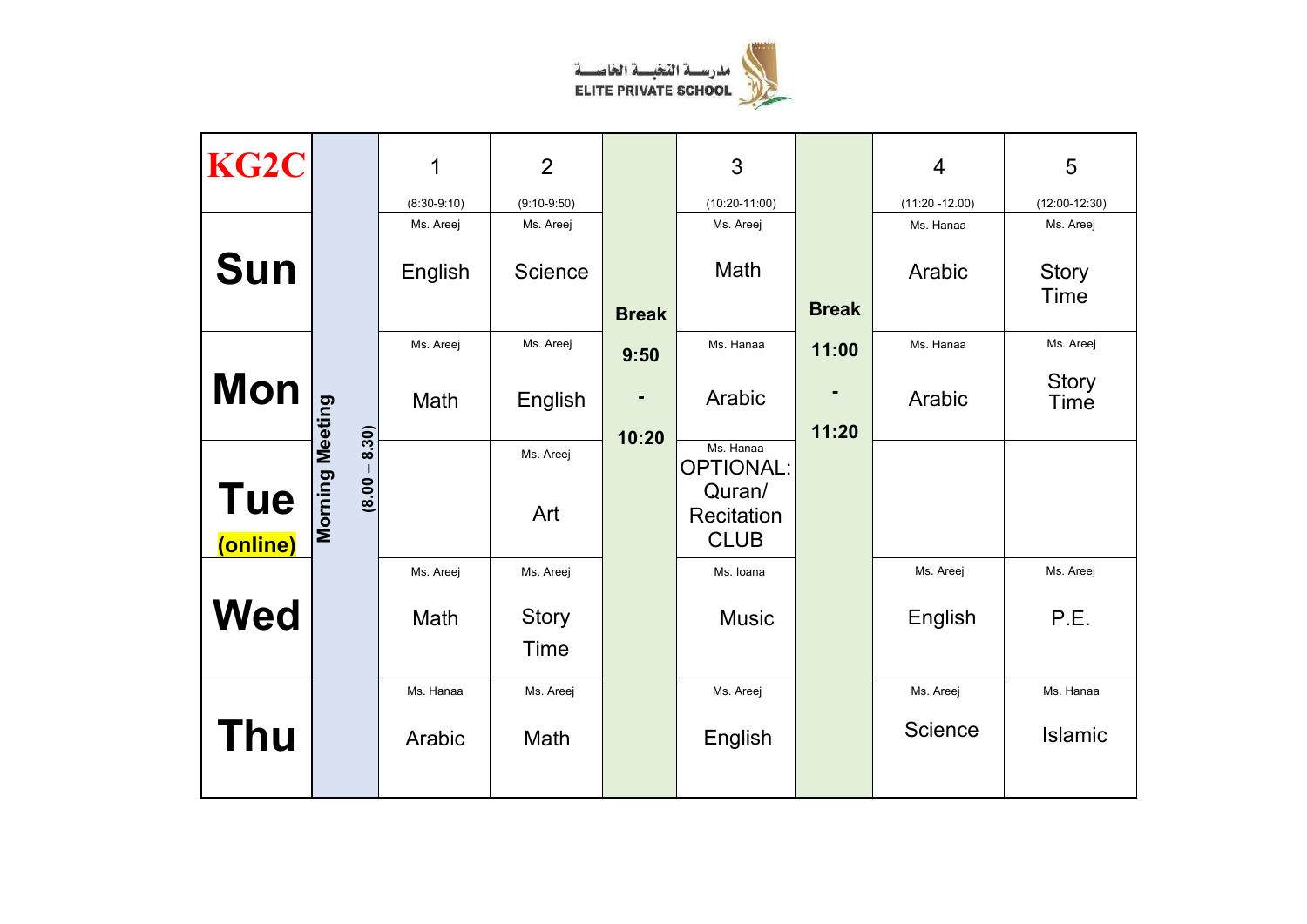مدرسة النخبة الخاصة
ELITE PRIVATE SCHOOL

| KG2C | Morning Meeting (8.00 – 8.30) | 1 (8:30-9:10) | 2 (9:10-9:50) | Break 9:50 - 10:20 | 3 (10:20-11:00) | Break 11:00 - 11:20 | 4 (11:20 -12.00) | 5 (12:00-12:30) |
|---|---|---|---|---|---|---|---|---|
| **Sun** | | Ms. Areej English | Ms. Areej Science | | Ms. Areej Math | | Ms. Hanaa Arabic | Ms. Areej Story Time |
| **Mon** | | Ms. Areej Math | Ms. Areej English | | Ms. Hanaa Arabic | | Ms. Hanaa Arabic | Ms. Areej Story Time |
| **Tue (online)** | | | Ms. Areej Art | | Ms. Hanaa OPTIONAL: Quran/ Recitation CLUB | | | |
| **Wed** | | Ms. Areej Math | Ms. Areej Story Time | | Ms. Ioana Music | | Ms. Areej English | Ms. Areej P.E. |
| **Thu** | | Ms. Hanaa Arabic | Ms. Areej Math | | Ms. Areej English | | Ms. Areej Science | Ms. Hanaa Islamic |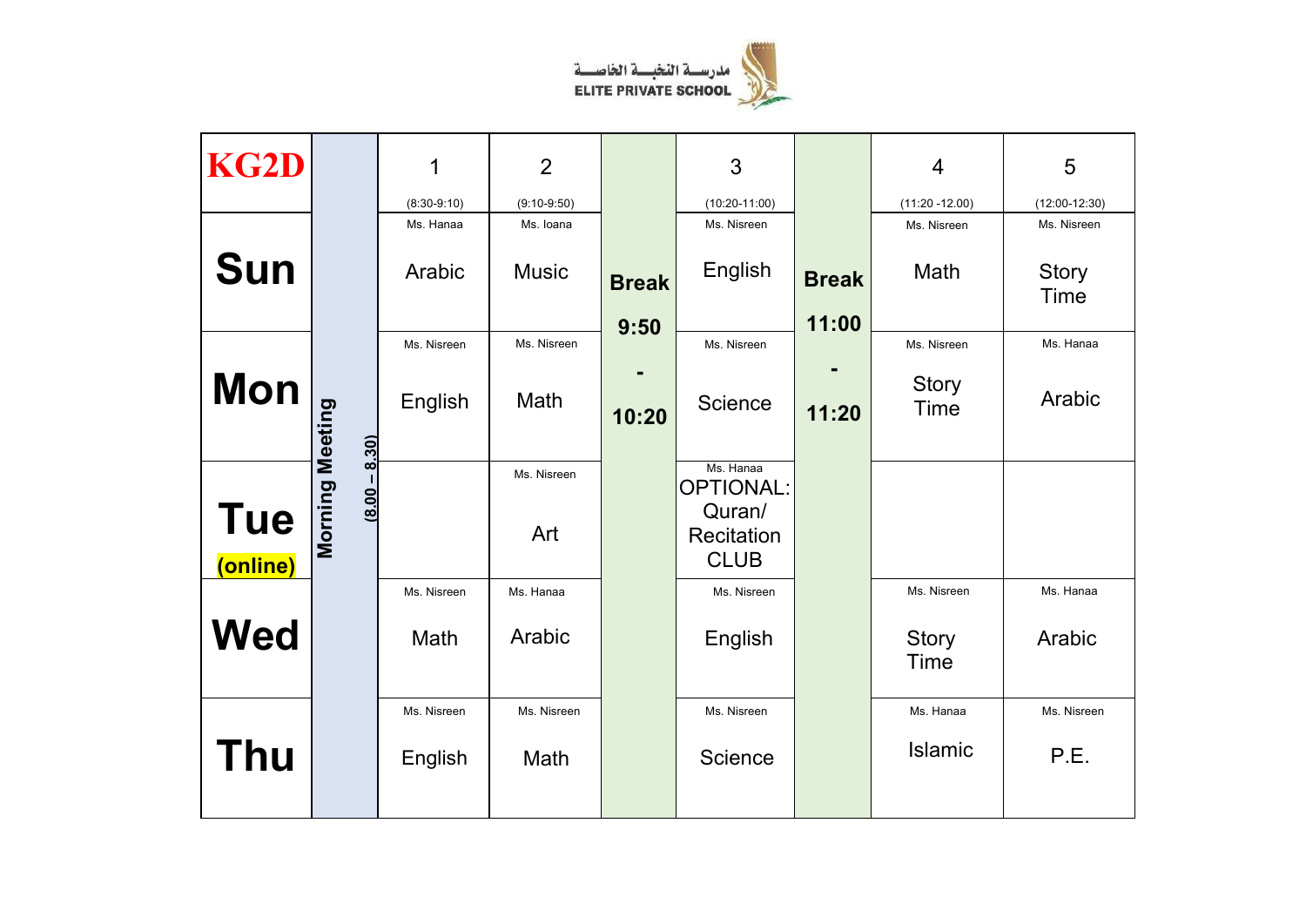مدرسة النخبة الخاصة

ELITE PRIVATE SCHOOL

| KG2D | | 1 (8:30-9:10) | 2 (9:10-9:50) | | 3 (10:20-11:00) | | 4 (11:20 -12.00) | 5 (12:00-12:30) |
|---|---|---|---|---|---|---|---|---|
| **Sun** | **Morning Meeting** (8.00 – 8.30) | Ms. Hanaa<br>Arabic | Ms. Ioana<br>Music | **Break 9:50 - 10:20** | Ms. Nisreen<br>English | **Break 11:00 - 11:20** | Ms. Nisreen<br>Math | Ms. Nisreen<br>Story Time |
| **Mon** | | Ms. Nisreen<br>English | Ms. Nisreen<br>Math | | Ms. Nisreen<br>Science | | Ms. Nisreen<br>Story Time | Ms. Hanaa<br>Arabic |
| **Tue (online)** | | | Ms. Nisreen<br>Art | | Ms. Hanaa<br>OPTIONAL: Quran/ Recitation CLUB | | | |
| **Wed** | | Ms. Nisreen<br>Math | Ms. Hanaa<br>Arabic | | Ms. Nisreen<br>English | | Ms. Nisreen<br>Story Time | Ms. Hanaa<br>Arabic |
| **Thu** | | Ms. Nisreen<br>English | Ms. Nisreen<br>Math | | Ms. Nisreen<br>Science | | Ms. Hanaa<br>Islamic | Ms. Nisreen<br>P.E. |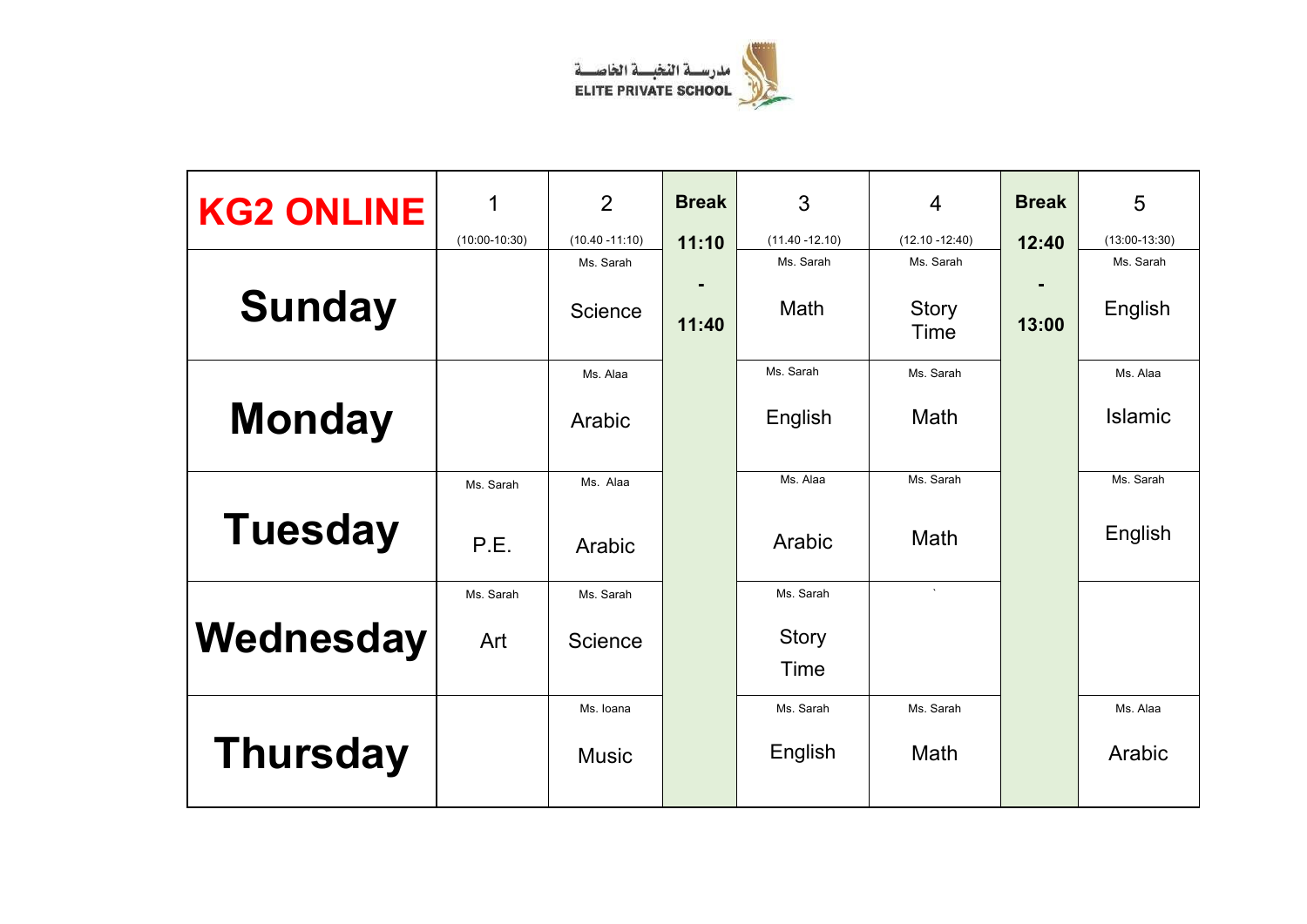مدرسة النخبة الخاصة
ELITE PRIVATE SCHOOL

| KG2 ONLINE | 1 (10:00-10:30) | 2 (10.40 -11:10) | Break 11:10 - 11:40 | 3 (11.40 -12.10) | 4 (12.10 -12:40) | Break 12:40 - 13:00 | 5 (13:00-13:30) |
|---|---|---|---|---|---|---|---|
| **Sunday** | | Ms. Sarah Science | | Ms. Sarah Math | Ms. Sarah Story Time | | Ms. Sarah English |
| **Monday** | | Ms. Alaa Arabic | | Ms. Sarah English | Ms. Sarah Math | | Ms. Alaa Islamic |
| **Tuesday** | Ms. Sarah P.E. | Ms. Alaa Arabic | | Ms. Alaa Arabic | Ms. Sarah Math | | Ms. Sarah English |
| **Wednesday** | Ms. Sarah Art | Ms. Sarah Science | | Ms. Sarah Story Time | ` | | |
| **Thursday** | | Ms. Ioana Music | | Ms. Sarah English | Ms. Sarah Math | | Ms. Alaa Arabic |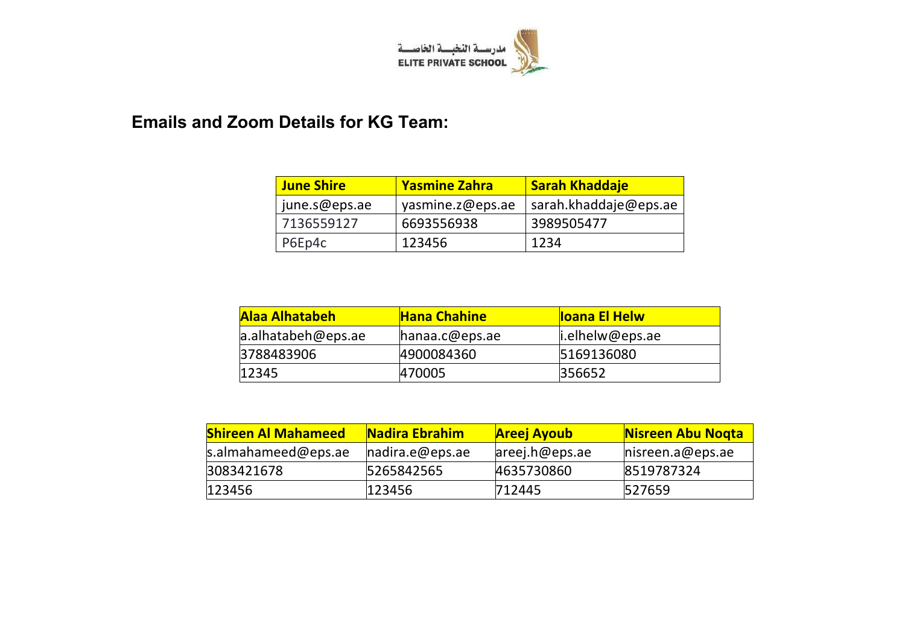## Emails and Zoom Details for KG Team:

| June Shire | Yasmine Zahra | Sarah Khaddaje |
|---|---|---|
| june.s@eps.ae | yasmine.z@eps.ae | sarah.khaddaje@eps.ae |
| 7136559127 | 6693556938 | 3989505477 |
| P6Ep4c | 123456 | 1234 |

| Alaa Alhatabeh | Hana Chahine | Ioana El Helw |
|---|---|---|
| a.alhatabeh@eps.ae | hanaa.c@eps.ae | i.elhelw@eps.ae |
| 3788483906 | 4900084360 | 5169136080 |
| 12345 | 470005 | 356652 |

| Shireen Al Mahameed | Nadira Ebrahim | Areej Ayoub | Nisreen Abu Noqta |
|---|---|---|---|
| s.almahameed@eps.ae | nadira.e@eps.ae | areej.h@eps.ae | nisreen.a@eps.ae |
| 3083421678 | 5265842565 | 4635730860 | 8519787324 |
| 123456 | 123456 | 712445 | 527659 |